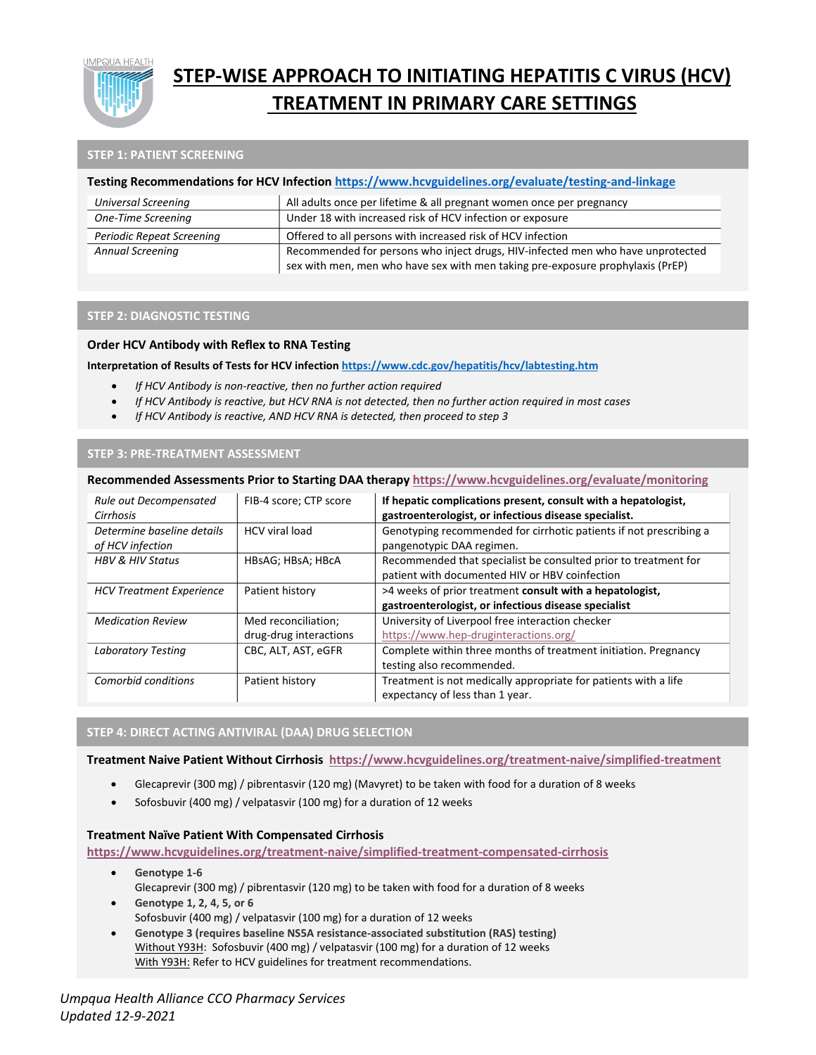# STEP-WISE APPROACH TO INITIATING HEPATITIS C VIRUS (HCV) TREATMENT IN PRIMARY CARE SETTINGS

## STEP 1: PATIENT SCREENING

**Testing Recommendations for HCV Infection** https://www.hcvguidelines.org/evaluate/testing-and-linkage

| | |
|---|---|
| *Universal Screening* | All adults once per lifetime & all pregnant women once per pregnancy |
| *One-Time Screening* | Under 18 with increased risk of HCV infection or exposure |
| *Periodic Repeat Screening* | Offered to all persons with increased risk of HCV infection |
| *Annual Screening* | Recommended for persons who inject drugs, HIV-infected men who have unprotected sex with men, men who have sex with men taking pre-exposure prophylaxis (PrEP) |

## STEP 2: DIAGNOSTIC TESTING

**Order HCV Antibody with Reflex to RNA Testing**

**Interpretation of Results of Tests for HCV infection** https://www.cdc.gov/hepatitis/hcv/labtesting.htm

- *If HCV Antibody is non-reactive, then no further action required*
- *If HCV Antibody is reactive, but HCV RNA is not detected, then no further action required in most cases*
- *If HCV Antibody is reactive, AND HCV RNA is detected, then proceed to step 3*

## STEP 3: PRE-TREATMENT ASSESSMENT

**Recommended Assessments Prior to Starting DAA therapy** https://www.hcvguidelines.org/evaluate/monitoring

| | | |
|---|---|---|
| *Rule out Decompensated Cirrhosis* | FIB-4 score; CTP score | **If hepatic complications present, consult with a hepatologist, gastroenterologist, or infectious disease specialist.** |
| *Determine baseline details of HCV infection* | HCV viral load | Genotyping recommended for cirrhotic patients if not prescribing a pangenotypic DAA regimen. |
| *HBV & HIV Status* | HBsAG; HBsA; HBcA | Recommended that specialist be consulted prior to treatment for patient with documented HIV or HBV coinfection |
| *HCV Treatment Experience* | Patient history | >4 weeks of prior treatment **consult with a hepatologist, gastroenterologist, or infectious disease specialist** |
| *Medication Review* | Med reconciliation; drug-drug interactions | University of Liverpool free interaction checker https://www.hep-druginteractions.org/ |
| *Laboratory Testing* | CBC, ALT, AST, eGFR | Complete within three months of treatment initiation. Pregnancy testing also recommended. |
| *Comorbid conditions* | Patient history | Treatment is not medically appropriate for patients with a life expectancy of less than 1 year. |

## STEP 4: DIRECT ACTING ANTIVIRAL (DAA) DRUG SELECTION

**Treatment Naive Patient Without Cirrhosis** https://www.hcvguidelines.org/treatment-naive/simplified-treatment

- Glecaprevir (300 mg) / pibrentasvir (120 mg) (Mavyret) to be taken with food for a duration of 8 weeks
- Sofosbuvir (400 mg) / velpatasvir (100 mg) for a duration of 12 weeks

**Treatment Naïve Patient With Compensated Cirrhosis**
https://www.hcvguidelines.org/treatment-naive/simplified-treatment-compensated-cirrhosis

- **Genotype 1-6**
  Glecaprevir (300 mg) / pibrentasvir (120 mg) to be taken with food for a duration of 8 weeks
- **Genotype 1, 2, 4, 5, or 6**
  Sofosbuvir (400 mg) / velpatasvir (100 mg) for a duration of 12 weeks
- **Genotype 3 (requires baseline NS5A resistance-associated substitution (RAS) testing)**
  Without Y93H: Sofosbuvir (400 mg) / velpatasvir (100 mg) for a duration of 12 weeks
  With Y93H: Refer to HCV guidelines for treatment recommendations.

*Umpqua Health Alliance CCO Pharmacy Services*
*Updated 12-9-2021*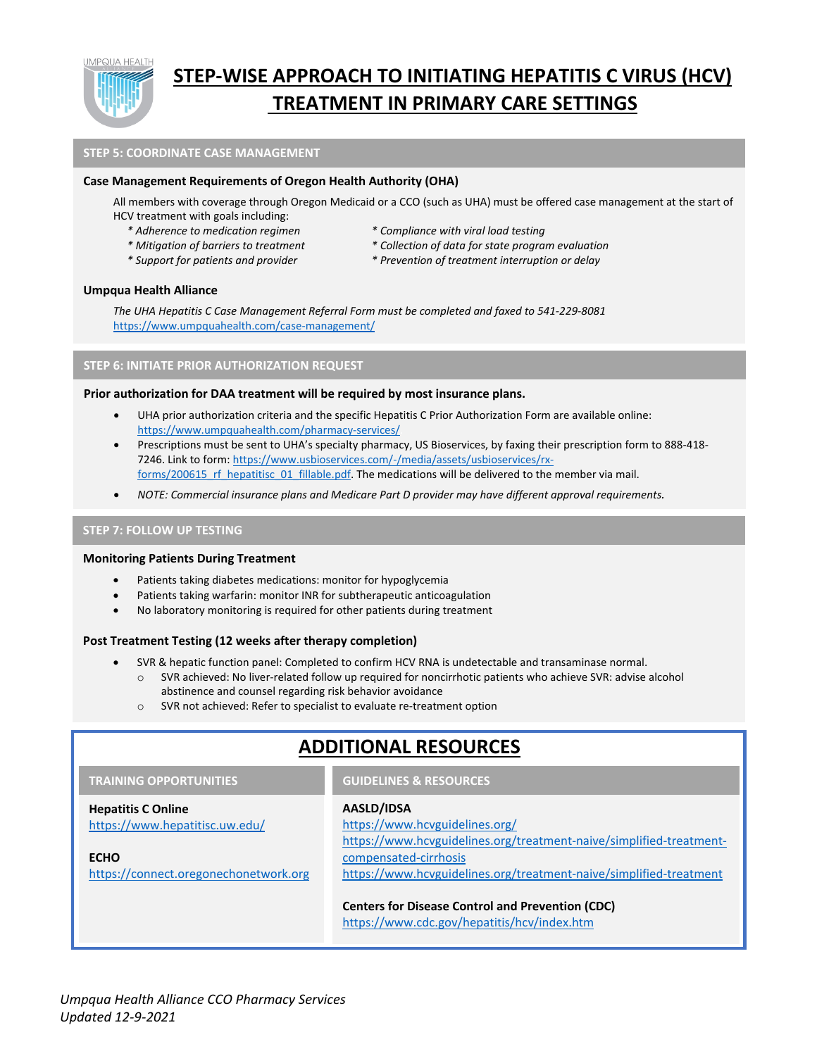# STEP-WISE APPROACH TO INITIATING HEPATITIS C VIRUS (HCV) TREATMENT IN PRIMARY CARE SETTINGS

## STEP 5: COORDINATE CASE MANAGEMENT

**Case Management Requirements of Oregon Health Authority (OHA)**

All members with coverage through Oregon Medicaid or a CCO (such as UHA) must be offered case management at the start of HCV treatment with goals including:

*\* Adherence to medication regimen*
*\* Mitigation of barriers to treatment*
*\* Support for patients and provider*
*\* Compliance with viral load testing*
*\* Collection of data for state program evaluation*
*\* Prevention of treatment interruption or delay*

**Umpqua Health Alliance**

*The UHA Hepatitis C Case Management Referral Form must be completed and faxed to 541-229-8081*
https://www.umpquahealth.com/case-management/

## STEP 6: INITIATE PRIOR AUTHORIZATION REQUEST

**Prior authorization for DAA treatment will be required by most insurance plans.**

- UHA prior authorization criteria and the specific Hepatitis C Prior Authorization Form are available online: https://www.umpquahealth.com/pharmacy-services/
- Prescriptions must be sent to UHA's specialty pharmacy, US Bioservices, by faxing their prescription form to 888-418-7246. Link to form: https://www.usbioservices.com/-/media/assets/usbioservices/rx-forms/200615_rf_hepatitisc_01_fillable.pdf. The medications will be delivered to the member via mail.
- *NOTE: Commercial insurance plans and Medicare Part D provider may have different approval requirements.*

## STEP 7: FOLLOW UP TESTING

**Monitoring Patients During Treatment**

- Patients taking diabetes medications: monitor for hypoglycemia
- Patients taking warfarin: monitor INR for subtherapeutic anticoagulation
- No laboratory monitoring is required for other patients during treatment

**Post Treatment Testing (12 weeks after therapy completion)**

- SVR & hepatic function panel: Completed to confirm HCV RNA is undetectable and transaminase normal.
  - SVR achieved: No liver-related follow up required for noncirrhotic patients who achieve SVR: advise alcohol abstinence and counsel regarding risk behavior avoidance
  - SVR not achieved: Refer to specialist to evaluate re-treatment option

# ADDITIONAL RESOURCES

## TRAINING OPPORTUNITIES

**Hepatitis C Online**
https://www.hepatitisc.uw.edu/

**ECHO**
https://connect.oregonechonetwork.org

## GUIDELINES & RESOURCES

**AASLD/IDSA**
https://www.hcvguidelines.org/
https://www.hcvguidelines.org/treatment-naive/simplified-treatment-compensated-cirrhosis
https://www.hcvguidelines.org/treatment-naive/simplified-treatment

**Centers for Disease Control and Prevention (CDC)**
https://www.cdc.gov/hepatitis/hcv/index.htm

*Umpqua Health Alliance CCO Pharmacy Services*
*Updated 12-9-2021*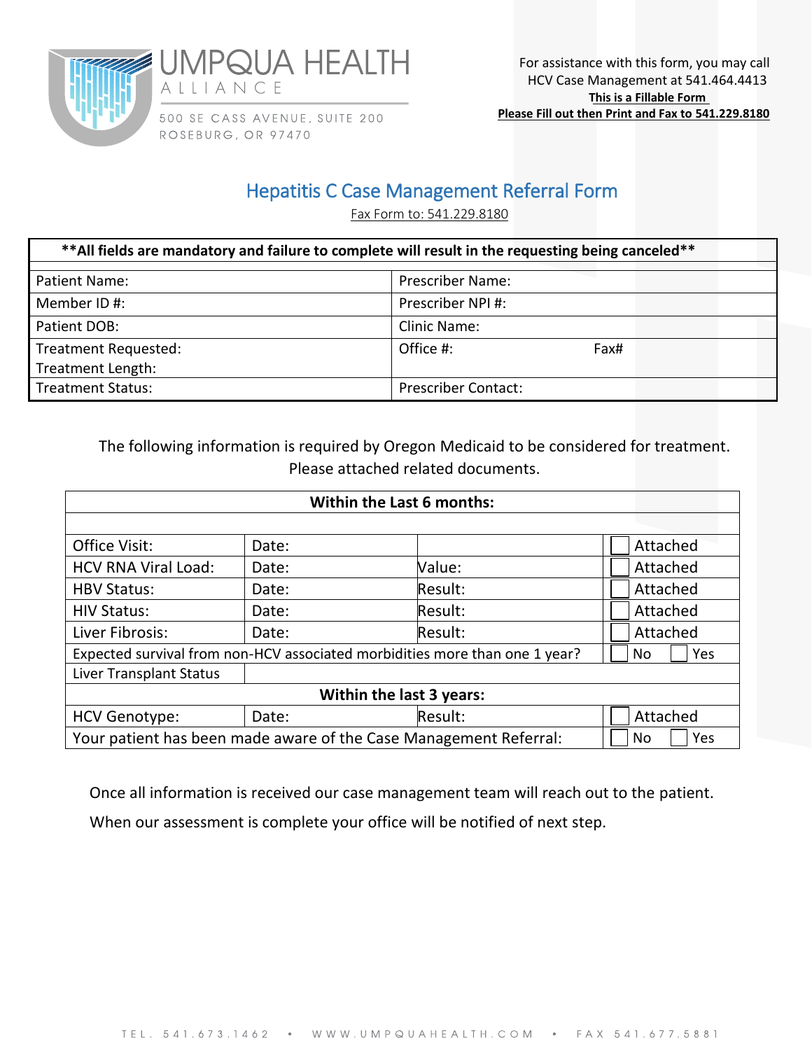UMPQUA HEALTH
ALLIANCE
500 SE CASS AVENUE, SUITE 200
ROSEBURG, OR 97470

For assistance with this form, you may call HCV Case Management at 541.464.4413
**This is a Fillable Form**
**Please Fill out then Print and Fax to 541.229.8180**

# Hepatitis C Case Management Referral Form

Fax Form to: 541.229.8180

| **All fields are mandatory and failure to complete will result in the requesting being canceled** | |
|---|---|
| Patient Name: | Prescriber Name: |
| Member ID #: | Prescriber NPI #: |
| Patient DOB: | Clinic Name: |
| Treatment Requested:<br>Treatment Length: | Office #: Fax# |
| Treatment Status: | Prescriber Contact: |

The following information is required by Oregon Medicaid to be considered for treatment. Please attached related documents.

| **Within the Last 6 months:** | | | |
|---|---|---|---|
| Office Visit: | Date: | | ☐ Attached |
| HCV RNA Viral Load: | Date: | Value: | ☐ Attached |
| HBV Status: | Date: | Result: | ☐ Attached |
| HIV Status: | Date: | Result: | ☐ Attached |
| Liver Fibrosis: | Date: | Result: | ☐ Attached |
| Expected survival from non-HCV associated morbidities more than one 1 year? | | | ☐ No ☐ Yes |
| Liver Transplant Status | | | |
| **Within the last 3 years:** | | | |
| HCV Genotype: | Date: | Result: | ☐ Attached |
| Your patient has been made aware of the Case Management Referral: | | | ☐ No ☐ Yes |

Once all information is received our case management team will reach out to the patient.

When our assessment is complete your office will be notified of next step.

TEL. 541.673.1462 • WWW.UMPQUAHEALTH.COM • FAX 541.677.5881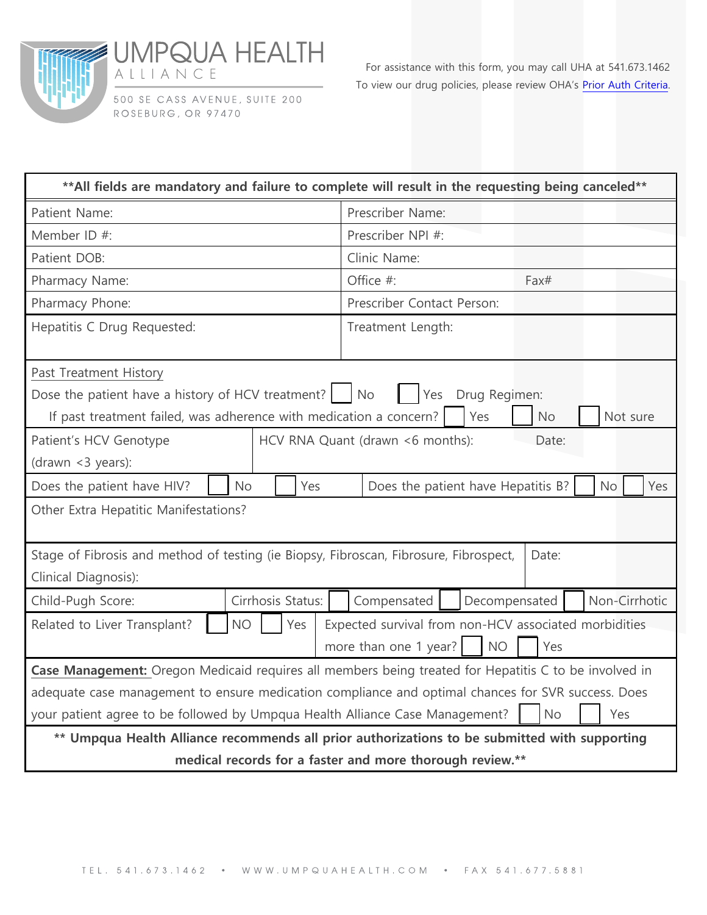# UMPQUA HEALTH ALLIANCE

500 SE CASS AVENUE, SUITE 200
ROSEBURG, OR 97470

For assistance with this form, you may call UHA at 541.673.1462
To view our drug policies, please review OHA's Prior Auth Criteria.

**All fields are mandatory and failure to complete will result in the requesting being canceled**

| | |
|---|---|
| Patient Name: | Prescriber Name: |
| Member ID #: | Prescriber NPI #: |
| Patient DOB: | Clinic Name: |
| Pharmacy Name: | Office #: Fax# |
| Pharmacy Phone: | Prescriber Contact Person: |
| Hepatitis C Drug Requested: | Treatment Length: |

Past Treatment History

Dose the patient have a history of HCV treatment? ☐ No ☐ Yes Drug Regimen:

If past treatment failed, was adherence with medication a concern? ☐ Yes ☐ No ☐ Not sure

| | |
|---|---|
| Patient's HCV Genotype (drawn <3 years): | HCV RNA Quant (drawn <6 months): Date: |
| Does the patient have HIV? ☐ No ☐ Yes | Does the patient have Hepatitis B? ☐ No ☐ Yes |

Other Extra Hepatitic Manifestations?

| | |
|---|---|
| Stage of Fibrosis and method of testing (ie Biopsy, Fibroscan, Fibrosure, Fibrospect, Clinical Diagnosis): | Date: |
| Child-Pugh Score: | Cirrhosis Status: ☐ Compensated ☐ Decompensated ☐ Non-Cirrhotic |
| Related to Liver Transplant? ☐ NO ☐ Yes | Expected survival from non-HCV associated morbidities more than one 1 year? ☐ NO ☐ Yes |

**Case Management:** Oregon Medicaid requires all members being treated for Hepatitis C to be involved in adequate case management to ensure medication compliance and optimal chances for SVR success. Does your patient agree to be followed by Umpqua Health Alliance Case Management? ☐ No ☐ Yes

** Umpqua Health Alliance recommends all prior authorizations to be submitted with supporting medical records for a faster and more thorough review.**

TEL. 541.673.1462 • WWW.UMPQUAHEALTH.COM • FAX 541.677.5881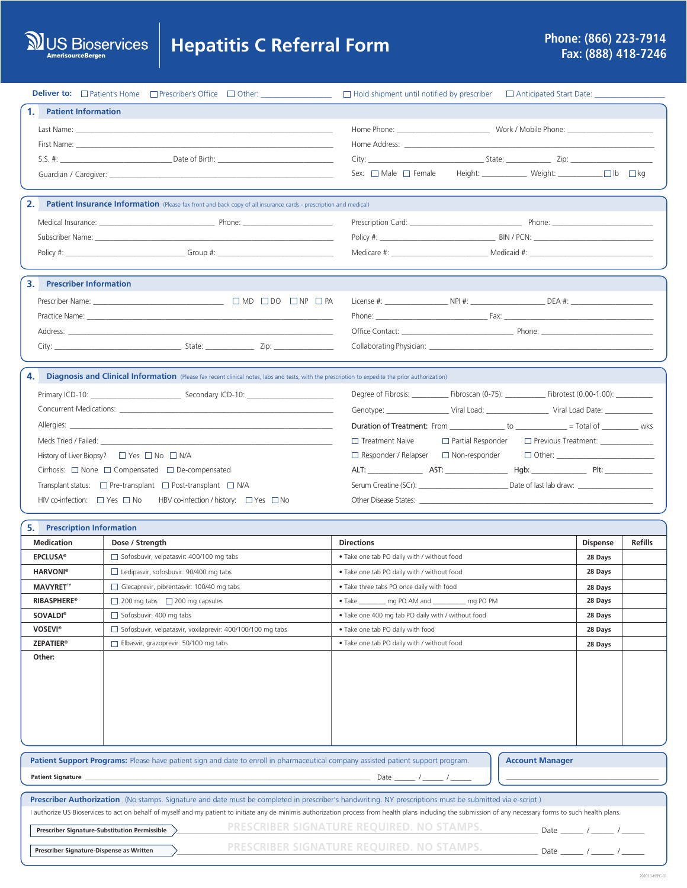US Bioservices
AmerisourceBergen

# Hepatitis C Referral Form

**Phone: (866) 223-7914**
**Fax: (888) 418-7246**

**Deliver to:** ☐ Patient's Home ☐ Prescriber's Office ☐ Other: ________________ ☐ Hold shipment until notified by prescriber ☐ Anticipated Start Date: ________________

## 1. Patient Information

Last Name: ____________________ Home Phone: ____________________ Work / Mobile Phone: ____________________

First Name: ____________________ Home Address: ____________________

S.S. #: ____________________ Date of Birth: ____________________ City: ____________________ State: __________ Zip: __________

Guardian / Caregiver: ____________________ Sex: ☐ Male ☐ Female Height: __________ Weight: __________ ☐ lb ☐ kg

## 2. Patient Insurance Information (Please fax front and back copy of all insurance cards - prescription and medical)

Medical Insurance: ____________________ Phone: ____________________ Prescription Card: ____________________ Phone: ____________________

Subscriber Name: ____________________ Policy #: ____________________ BIN / PCN: ____________________

Policy #: ____________________ Group #: ____________________ Medicare #: ____________________ Medicaid #: ____________________

## 3. Prescriber Information

Prescriber Name: ____________________ ☐ MD ☐ DO ☐ NP ☐ PA License #: __________ NPI #: __________ DEA #: __________

Practice Name: ____________________ Phone: ____________________ Fax: ____________________

Address: ____________________ Office Contact: ____________________ Phone: ____________________

City: ____________________ State: __________ Zip: __________ Collaborating Physician: ____________________

## 4. Diagnosis and Clinical Information (Please fax recent clinical notes, labs and tests, with the prescription to expedite the prior authorization)

Primary ICD-10: ____________________ Secondary ICD-10: ____________________ Degree of Fibrosis: __________ Fibroscan (0-75): __________ Fibrotest (0.00-1.00): __________

Concurrent Medications: ____________________ Genotype: __________ Viral Load: __________ Viral Load Date: __________

Allergies: ____________________ Duration of Treatment: From __________ to __________ = Total of __________ wks

Meds Tried / Failed: ____________________ ☐ Treatment Naive ☐ Partial Responder ☐ Previous Treatment: __________

History of Liver Biopsy? ☐ Yes ☐ No ☐ N/A ☐ Responder / Relapser ☐ Non-responder ☐ Other: __________

Cirrhosis: ☐ None ☐ Compensated ☐ De-compensated ALT: __________ AST: __________ Hgb: __________ Plt: __________

Transplant status: ☐ Pre-transplant ☐ Post-transplant ☐ N/A Serum Creatine (SCr): __________ Date of last lab draw: __________

HIV co-infection: ☐ Yes ☐ No HBV co-infection / history: ☐ Yes ☐ No Other Disease States: ____________________

## 5. Prescription Information

| Medication | Dose / Strength | Directions | Dispense | Refills |
|---|---|---|---|---|
| **EPCLUSA®** | ☐ Sofosbuvir, velpatasvir: 400/100 mg tabs | • Take one tab PO daily with / without food | **28 Days** | |
| **HARVONI®** | ☐ Ledipasvir, sofosbuvir: 90/400 mg tabs | • Take one tab PO daily with / without food | **28 Days** | |
| **MAVYRET™** | ☐ Glecaprevir, pibrentasvir: 100/40 mg tabs | • Take three tabs PO once daily with food | **28 Days** | |
| **RIBASPHERE®** | ☐ 200 mg tabs ☐ 200 mg capsules | • Take ________ mg PO AM and ________ mg PO PM | **28 Days** | |
| **SOVALDI®** | ☐ Sofosbuvir: 400 mg tabs | • Take one 400 mg tab PO daily with / without food | **28 Days** | |
| **VOSEVI®** | ☐ Sofosbuvir, velpatasvir, voxilaprevir: 400/100/100 mg tabs | • Take one tab PO daily with food | **28 Days** | |
| **ZEPATIER®** | ☐ Elbasvir, grazoprevir: 50/100 mg tabs | • Take one tab PO daily with / without food | **28 Days** | |
| **Other:** | | | | |

**Patient Support Programs:** Please have patient sign and date to enroll in pharmaceutical company assisted patient support program.

**Patient Signature** ____________________ Date ______ / ______ / ______

**Account Manager**

____________________

**Prescriber Authorization** (No stamps. Signature and date must be completed in prescriber's handwriting. NY prescriptions must be submitted via e-script.)

I authorize US Bioservices to act on behalf of myself and my patient to initiate any de minimis authorization process from health plans including the submission of any necessary forms to such health plans.

**Prescriber Signature-Substitution Permissible** PRESCRIBER SIGNATURE REQUIRED. NO STAMPS. Date ______ / ______ / ______

**Prescriber Signature-Dispense as Written** PRESCRIBER SIGNATURE REQUIRED. NO STAMPS. Date ______ / ______ / ______

202010-HEPC-01